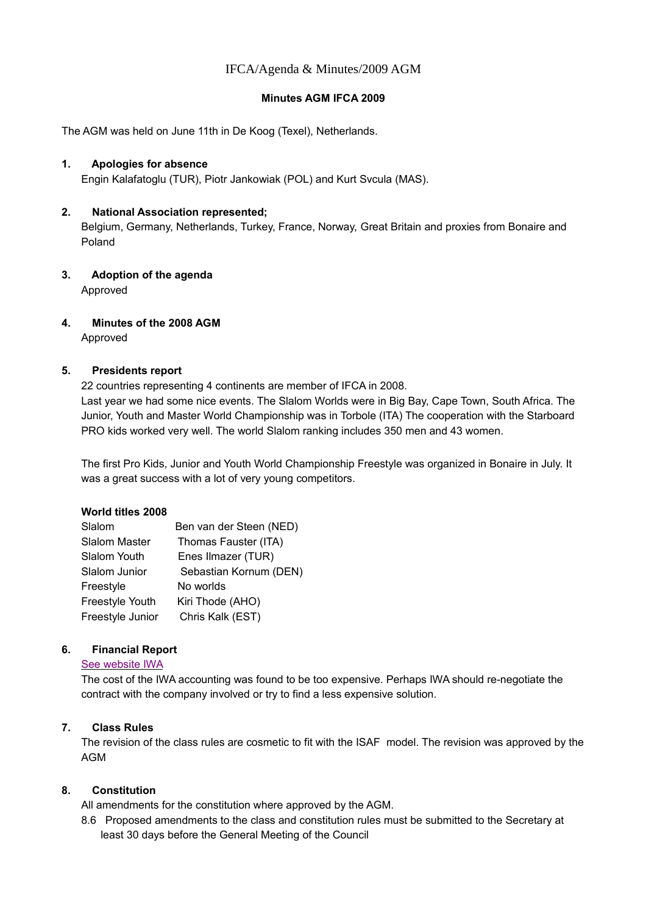IFCA/Agenda & Minutes/2009 AGM

# Minutes AGM IFCA 2009

The AGM was held on June 11th in De Koog (Texel), Netherlands.

1. **Apologies for absence**
   Engin Kalafatoglu (TUR), Piotr Jankowiak (POL) and Kurt Svcula (MAS).

2. **National Association represented;**
   Belgium, Germany, Netherlands, Turkey, France, Norway, Great Britain and proxies from Bonaire and Poland

3. **Adoption of the agenda**
   Approved

4. **Minutes of the 2008 AGM**
   Approved

5. **Presidents report**
   22 countries representing 4 continents are member of IFCA in 2008.
   Last year we had some nice events. The Slalom Worlds were in Big Bay, Cape Town, South Africa. The Junior, Youth and Master World Championship was in Torbole (ITA) The cooperation with the Starboard PRO kids worked very well. The world Slalom ranking includes 350 men and 43 women.

   The first Pro Kids, Junior and Youth World Championship Freestyle was organized in Bonaire in July. It was a great success with a lot of very young competitors.

   **World titles 2008**

   | | |
   |---|---|
   | Slalom | Ben van der Steen (NED) |
   | Slalom Master | Thomas Fauster (ITA) |
   | Slalom Youth | Enes Ilmazer (TUR) |
   | Slalom Junior | Sebastian Kornum (DEN) |
   | Freestyle | No worlds |
   | Freestyle Youth | Kiri Thode (AHO) |
   | Freestyle Junior | Chris Kalk (EST) |

6. **Financial Report**
   See website IWA
   The cost of the IWA accounting was found to be too expensive. Perhaps IWA should re-negotiate the contract with the company involved or try to find a less expensive solution.

7. **Class Rules**
   The revision of the class rules are cosmetic to fit with the ISAF model. The revision was approved by the AGM

8. **Constitution**
   All amendments for the constitution where approved by the AGM.
   8.6 Proposed amendments to the class and constitution rules must be submitted to the Secretary at least 30 days before the General Meeting of the Council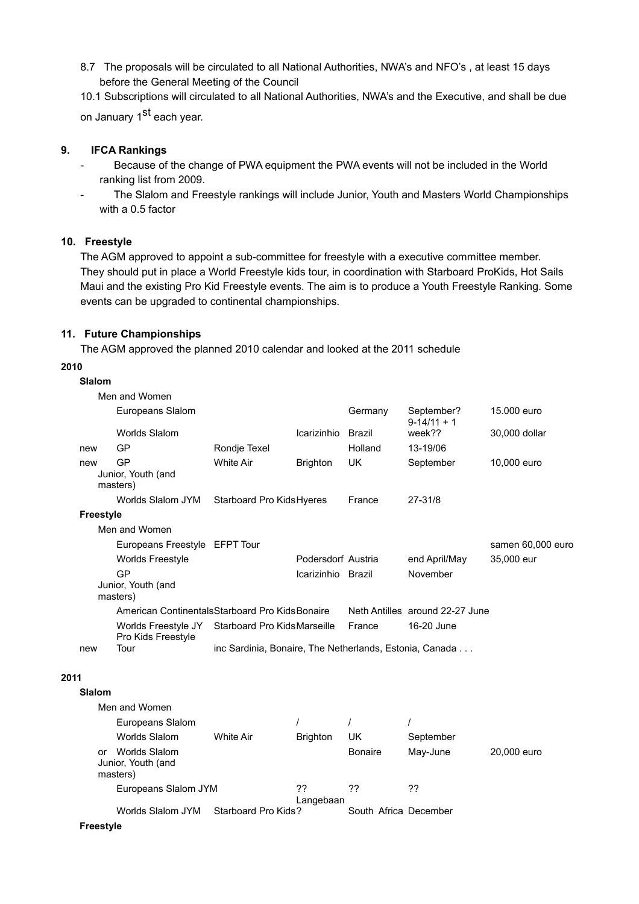8.7 The proposals will be circulated to all National Authorities, NWA's and NFO's , at least 15 days before the General Meeting of the Council

10.1 Subscriptions will circulated to all National Authorities, NWA's and the Executive, and shall be due on January 1st each year.

## 9. IFCA Rankings

- Because of the change of PWA equipment the PWA events will not be included in the World ranking list from 2009.
- The Slalom and Freestyle rankings will include Junior, Youth and Masters World Championships with a 0.5 factor

## 10. Freestyle

The AGM approved to appoint a sub-committee for freestyle with a executive committee member. They should put in place a World Freestyle kids tour, in coordination with Starboard ProKids, Hot Sails Maui and the existing Pro Kid Freestyle events. The aim is to produce a Youth Freestyle Ranking. Some events can be upgraded to continental championships.

## 11. Future Championships

The AGM approved the planned 2010 calendar and looked at the 2011 schedule

**2010**

**Slalom**

| | Event | Organiser | Venue | Country | Date | Prize |
|---|---|---|---|---|---|---|
| | **Men and Women** | | | | | |
| | Europeans Slalom | | | Germany | September? | 15.000 euro |
| | Worlds Slalom | | Icarizinhio | Brazil | 9-14/11 + 1 week?? | 30,000 dollar |
| new | GP | Rondje Texel | | Holland | 13-19/06 | |
| new | GP | White Air | Brighton | UK | September | 10,000 euro |
| | **Junior, Youth (and masters)** | | | | | |
| | Worlds Slalom JYM | Starboard Pro Kids | Hyeres | France | 27-31/8 | |

**Freestyle**

| | Event | Organiser | Venue | Country | Date | Prize |
|---|---|---|---|---|---|---|
| | **Men and Women** | | | | | |
| | Europeans Freestyle | EFPT Tour | | | | samen 60,000 euro |
| | Worlds Freestyle | | Podersdorf | Austria | end April/May | 35,000 eur |
| | GP | | Icarizinhio | Brazil | November | |
| | **Junior, Youth (and masters)** | | | | | |
| | American Continentals | Starboard Pro Kids | Bonaire | Neth Antilles | around 22-27 June | |
| | Worlds Freestyle JY | Starboard Pro Kids | Marseille | France | 16-20 June | |
| new | Pro Kids Freestyle Tour | inc Sardinia, Bonaire, The Netherlands, Estonia, Canada . . . | | | | |

**2011**

**Slalom**

| | Event | Organiser | Venue | Country | Date | Prize |
|---|---|---|---|---|---|---|
| | **Men and Women** | | | | | |
| | Europeans Slalom | | / | / | / | |
| | Worlds Slalom | White Air | Brighton | UK | September | |
| or | Worlds Slalom | | | Bonaire | May-June | 20,000 euro |
| | **Junior, Youth (and masters)** | | | | | |
| | Europeans Slalom JYM | | ?? | ?? | ?? | |
| | Worlds Slalom JYM | Starboard Pro Kids? | Langebaan | South Africa | December | |

**Freestyle**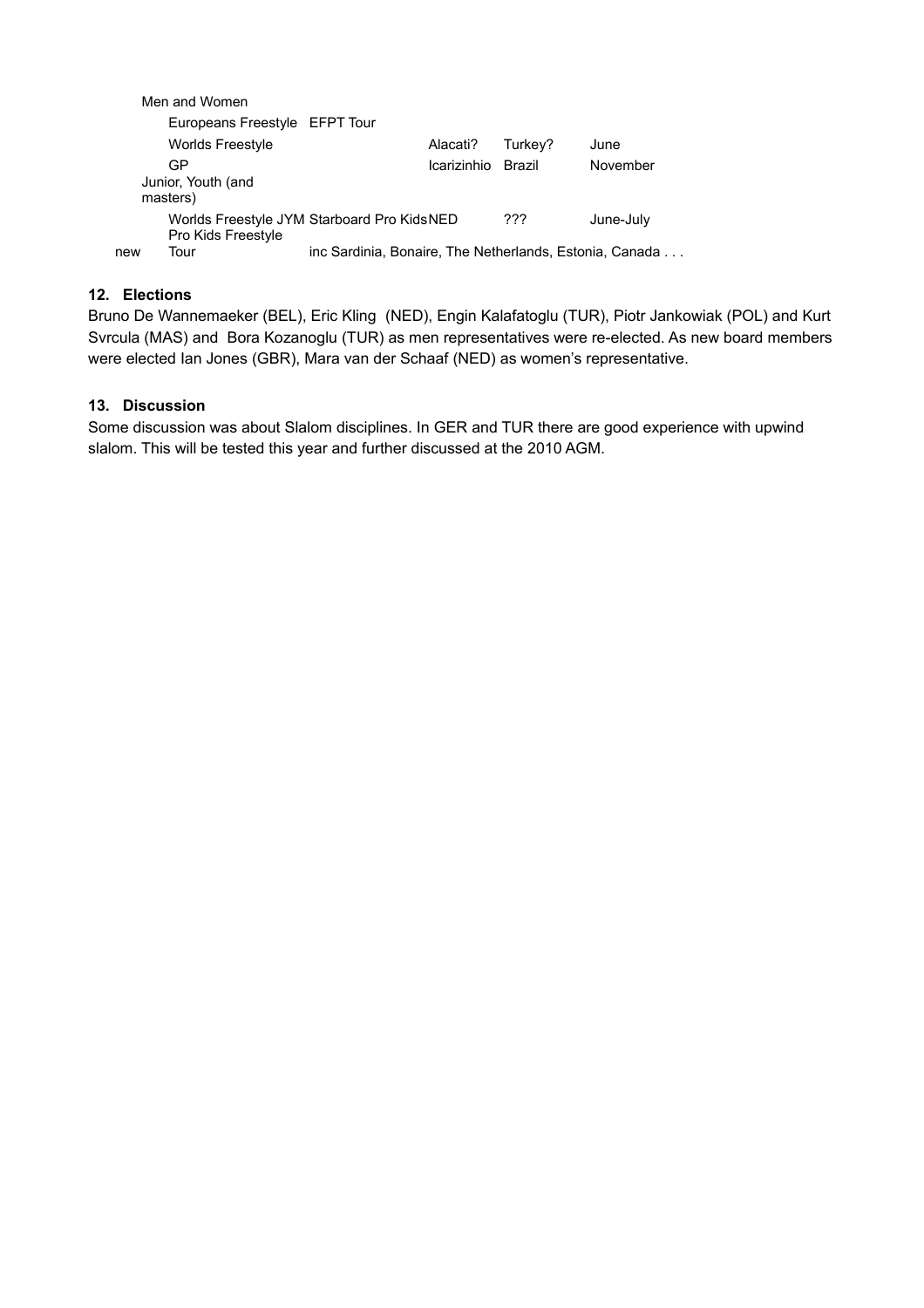| | | | | | |
|---|---|---|---|---|---|
| | Men and Women | | | | |
| | Europeans Freestyle | EFPT Tour | | | |
| | Worlds Freestyle | | Alacati? | Turkey? | June |
| | GP | | Icarizinhio | Brazil | November |
| | Junior, Youth (and masters) | | | | |
| | Worlds Freestyle JYM | Starboard Pro Kids | NED | ??? | June-July |
| new | Pro Kids Freestyle Tour | inc Sardinia, Bonaire, The Netherlands, Estonia, Canada . . . | | | |

### 12. Elections

Bruno De Wannemaeker (BEL), Eric Kling (NED), Engin Kalafatoglu (TUR), Piotr Jankowiak (POL) and Kurt Svrcula (MAS) and Bora Kozanoglu (TUR) as men representatives were re-elected. As new board members were elected Ian Jones (GBR), Mara van der Schaaf (NED) as women's representative.

### 13. Discussion

Some discussion was about Slalom disciplines. In GER and TUR there are good experience with upwind slalom. This will be tested this year and further discussed at the 2010 AGM.